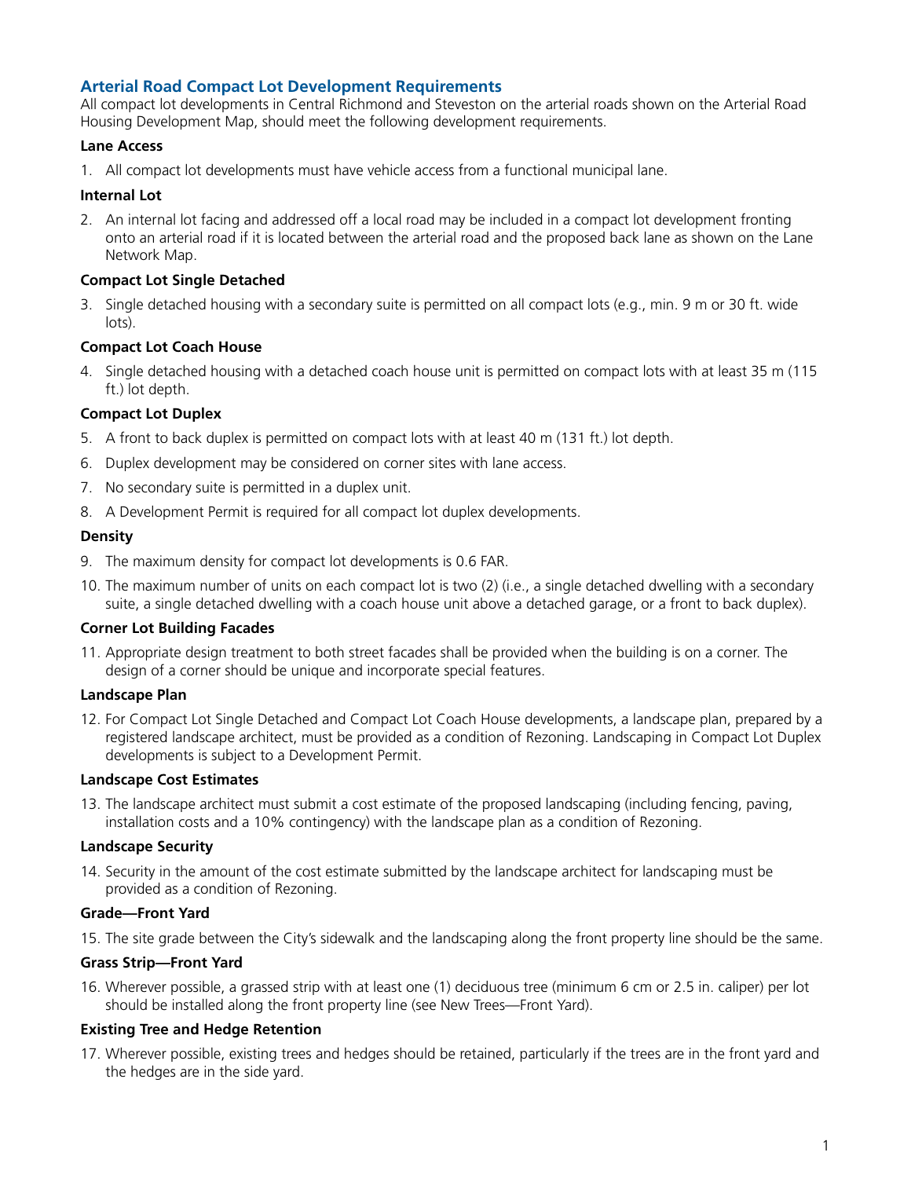## Arterial Road Compact Lot Development Requirements

All compact lot developments in Central Richmond and Steveston on the arterial roads shown on the Arterial Road Housing Development Map, should meet the following development requirements.

### Lane Access

1. All compact lot developments must have vehicle access from a functional municipal lane.

### Internal Lot

2. An internal lot facing and addressed off a local road may be included in a compact lot development fronting onto an arterial road if it is located between the arterial road and the proposed back lane as shown on the Lane Network Map.

### Compact Lot Single Detached

3. Single detached housing with a secondary suite is permitted on all compact lots (e.g., min. 9 m or 30 ft. wide lots).

### Compact Lot Coach House

4. Single detached housing with a detached coach house unit is permitted on compact lots with at least 35 m (115 ft.) lot depth.

### Compact Lot Duplex

5. A front to back duplex is permitted on compact lots with at least 40 m (131 ft.) lot depth.
6. Duplex development may be considered on corner sites with lane access.
7. No secondary suite is permitted in a duplex unit.
8. A Development Permit is required for all compact lot duplex developments.

### Density

9. The maximum density for compact lot developments is 0.6 FAR.
10. The maximum number of units on each compact lot is two (2) (i.e., a single detached dwelling with a secondary suite, a single detached dwelling with a coach house unit above a detached garage, or a front to back duplex).

### Corner Lot Building Facades

11. Appropriate design treatment to both street facades shall be provided when the building is on a corner. The design of a corner should be unique and incorporate special features.

### Landscape Plan

12. For Compact Lot Single Detached and Compact Lot Coach House developments, a landscape plan, prepared by a registered landscape architect, must be provided as a condition of Rezoning. Landscaping in Compact Lot Duplex developments is subject to a Development Permit.

### Landscape Cost Estimates

13. The landscape architect must submit a cost estimate of the proposed landscaping (including fencing, paving, installation costs and a 10% contingency) with the landscape plan as a condition of Rezoning.

### Landscape Security

14. Security in the amount of the cost estimate submitted by the landscape architect for landscaping must be provided as a condition of Rezoning.

### Grade—Front Yard

15. The site grade between the City's sidewalk and the landscaping along the front property line should be the same.

### Grass Strip—Front Yard

16. Wherever possible, a grassed strip with at least one (1) deciduous tree (minimum 6 cm or 2.5 in. caliper) per lot should be installed along the front property line (see New Trees—Front Yard).

### Existing Tree and Hedge Retention

17. Wherever possible, existing trees and hedges should be retained, particularly if the trees are in the front yard and the hedges are in the side yard.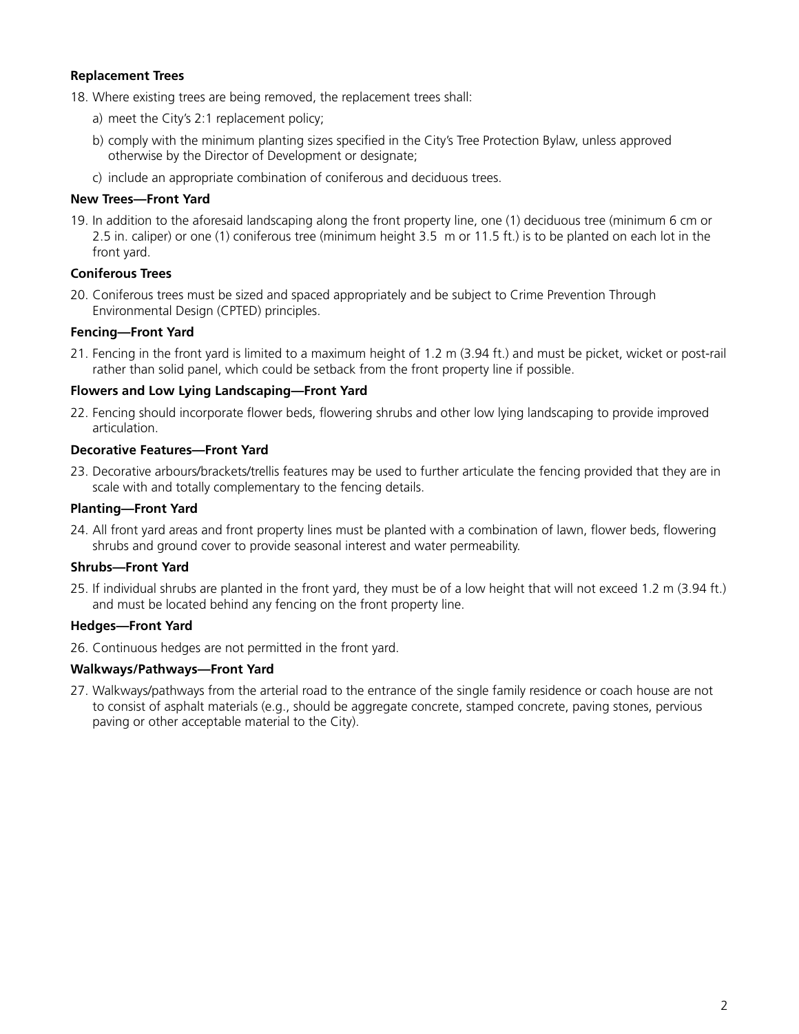**Replacement Trees**

18. Where existing trees are being removed, the replacement trees shall:
    a) meet the City's 2:1 replacement policy;
    b) comply with the minimum planting sizes specified in the City's Tree Protection Bylaw, unless approved otherwise by the Director of Development or designate;
    c) include an appropriate combination of coniferous and deciduous trees.

**New Trees—Front Yard**

19. In addition to the aforesaid landscaping along the front property line, one (1) deciduous tree (minimum 6 cm or 2.5 in. caliper) or one (1) coniferous tree (minimum height 3.5 m or 11.5 ft.) is to be planted on each lot in the front yard.

**Coniferous Trees**

20. Coniferous trees must be sized and spaced appropriately and be subject to Crime Prevention Through Environmental Design (CPTED) principles.

**Fencing—Front Yard**

21. Fencing in the front yard is limited to a maximum height of 1.2 m (3.94 ft.) and must be picket, wicket or post-rail rather than solid panel, which could be setback from the front property line if possible.

**Flowers and Low Lying Landscaping—Front Yard**

22. Fencing should incorporate flower beds, flowering shrubs and other low lying landscaping to provide improved articulation.

**Decorative Features—Front Yard**

23. Decorative arbours/brackets/trellis features may be used to further articulate the fencing provided that they are in scale with and totally complementary to the fencing details.

**Planting—Front Yard**

24. All front yard areas and front property lines must be planted with a combination of lawn, flower beds, flowering shrubs and ground cover to provide seasonal interest and water permeability.

**Shrubs—Front Yard**

25. If individual shrubs are planted in the front yard, they must be of a low height that will not exceed 1.2 m (3.94 ft.) and must be located behind any fencing on the front property line.

**Hedges—Front Yard**

26. Continuous hedges are not permitted in the front yard.

**Walkways/Pathways—Front Yard**

27. Walkways/pathways from the arterial road to the entrance of the single family residence or coach house are not to consist of asphalt materials (e.g., should be aggregate concrete, stamped concrete, paving stones, pervious paving or other acceptable material to the City).